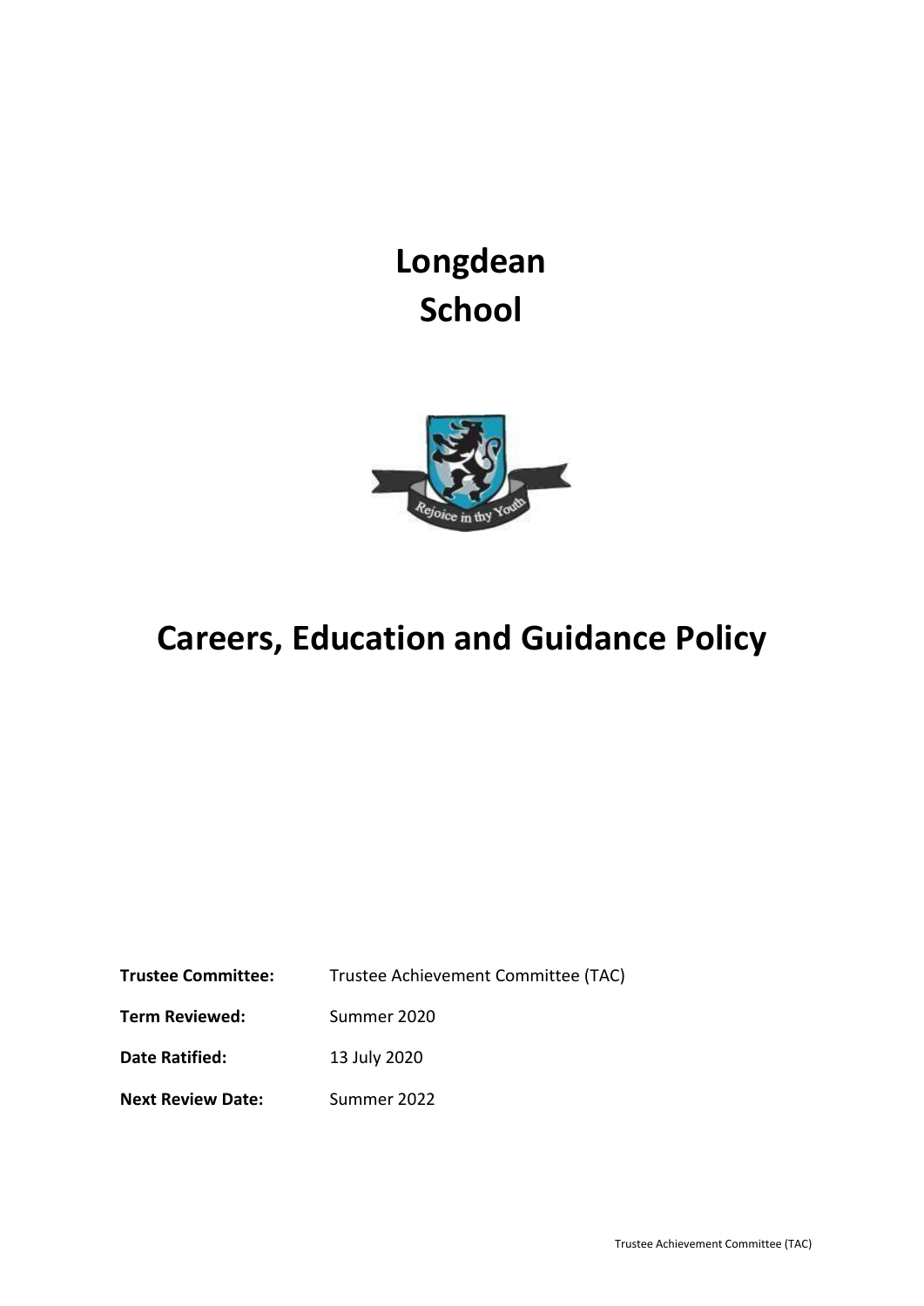# Longdean School

# Careers, Education and Guidance Policy

| | |
|---|---|
| **Trustee Committee:** | Trustee Achievement Committee (TAC) |
| **Term Reviewed:** | Summer 2020 |
| **Date Ratified:** | 13 July 2020 |
| **Next Review Date:** | Summer 2022 |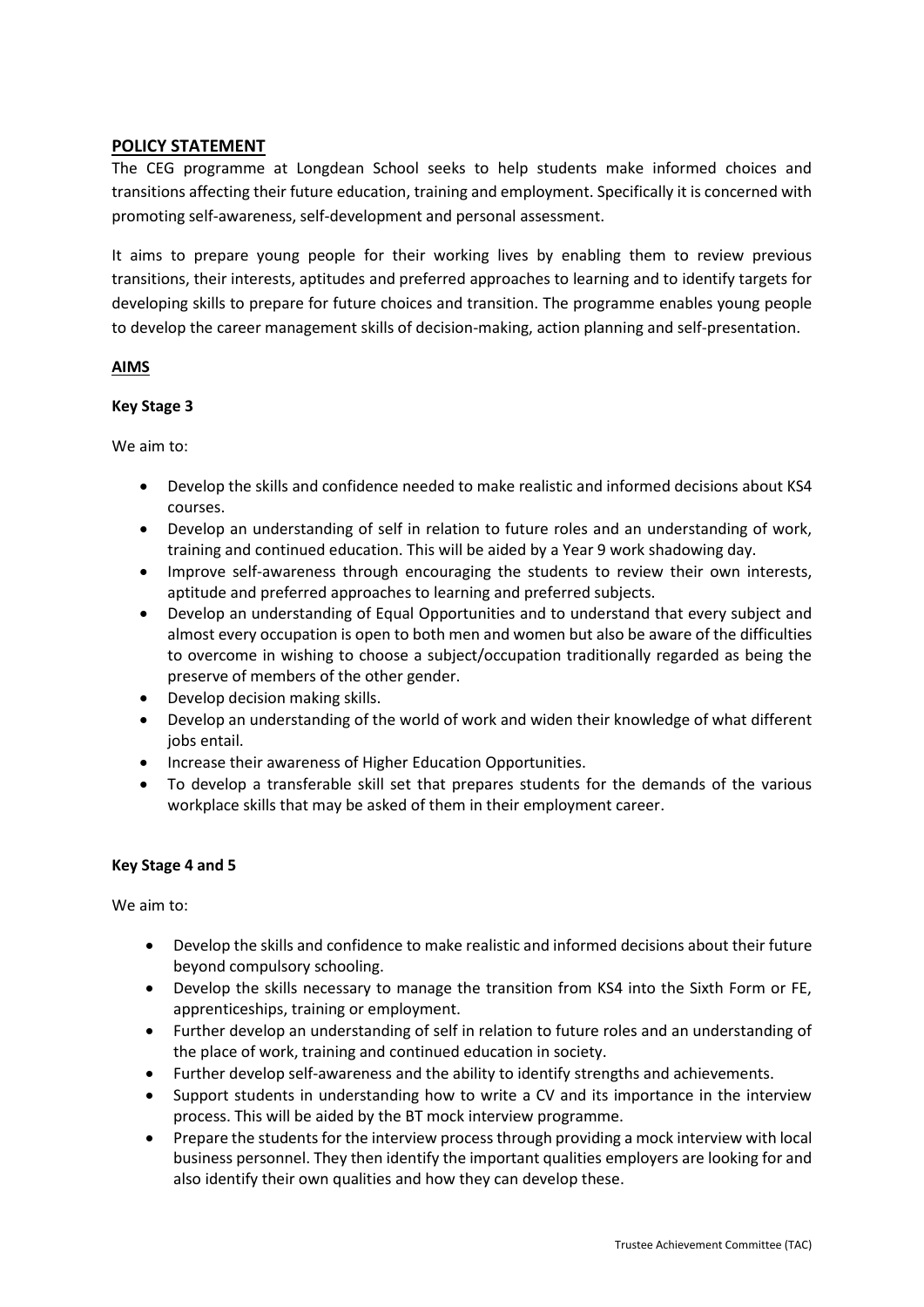## POLICY STATEMENT

The CEG programme at Longdean School seeks to help students make informed choices and transitions affecting their future education, training and employment. Specifically it is concerned with promoting self-awareness, self-development and personal assessment.

It aims to prepare young people for their working lives by enabling them to review previous transitions, their interests, aptitudes and preferred approaches to learning and to identify targets for developing skills to prepare for future choices and transition. The programme enables young people to develop the career management skills of decision-making, action planning and self-presentation.

## AIMS

### Key Stage 3

We aim to:

- Develop the skills and confidence needed to make realistic and informed decisions about KS4 courses.
- Develop an understanding of self in relation to future roles and an understanding of work, training and continued education. This will be aided by a Year 9 work shadowing day.
- Improve self-awareness through encouraging the students to review their own interests, aptitude and preferred approaches to learning and preferred subjects.
- Develop an understanding of Equal Opportunities and to understand that every subject and almost every occupation is open to both men and women but also be aware of the difficulties to overcome in wishing to choose a subject/occupation traditionally regarded as being the preserve of members of the other gender.
- Develop decision making skills.
- Develop an understanding of the world of work and widen their knowledge of what different jobs entail.
- Increase their awareness of Higher Education Opportunities.
- To develop a transferable skill set that prepares students for the demands of the various workplace skills that may be asked of them in their employment career.

### Key Stage 4 and 5

We aim to:

- Develop the skills and confidence to make realistic and informed decisions about their future beyond compulsory schooling.
- Develop the skills necessary to manage the transition from KS4 into the Sixth Form or FE, apprenticeships, training or employment.
- Further develop an understanding of self in relation to future roles and an understanding of the place of work, training and continued education in society.
- Further develop self-awareness and the ability to identify strengths and achievements.
- Support students in understanding how to write a CV and its importance in the interview process. This will be aided by the BT mock interview programme.
- Prepare the students for the interview process through providing a mock interview with local business personnel. They then identify the important qualities employers are looking for and also identify their own qualities and how they can develop these.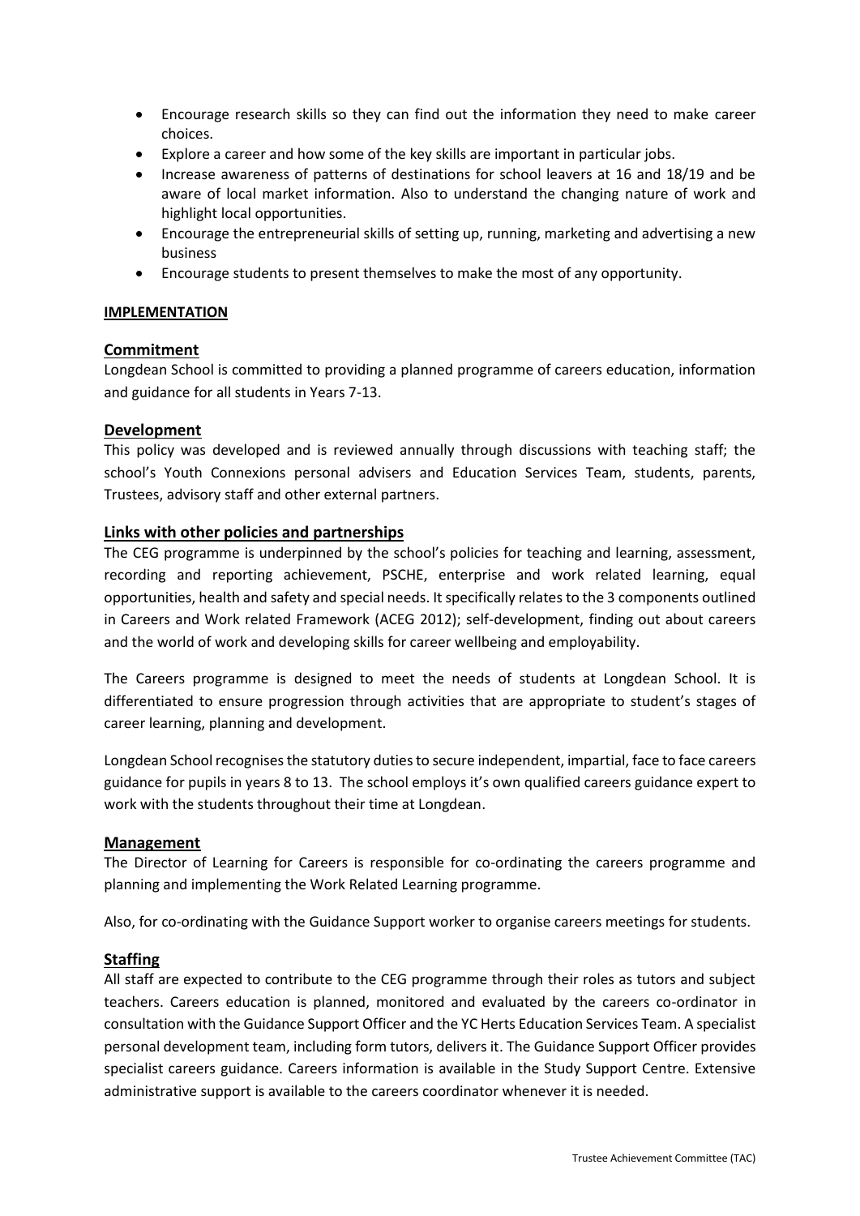- Encourage research skills so they can find out the information they need to make career choices.
- Explore a career and how some of the key skills are important in particular jobs.
- Increase awareness of patterns of destinations for school leavers at 16 and 18/19 and be aware of local market information. Also to understand the changing nature of work and highlight local opportunities.
- Encourage the entrepreneurial skills of setting up, running, marketing and advertising a new business
- Encourage students to present themselves to make the most of any opportunity.

## IMPLEMENTATION

### Commitment

Longdean School is committed to providing a planned programme of careers education, information and guidance for all students in Years 7-13.

### Development

This policy was developed and is reviewed annually through discussions with teaching staff; the school's Youth Connexions personal advisers and Education Services Team, students, parents, Trustees, advisory staff and other external partners.

### Links with other policies and partnerships

The CEG programme is underpinned by the school's policies for teaching and learning, assessment, recording and reporting achievement, PSCHE, enterprise and work related learning, equal opportunities, health and safety and special needs. It specifically relates to the 3 components outlined in Careers and Work related Framework (ACEG 2012); self-development, finding out about careers and the world of work and developing skills for career wellbeing and employability.

The Careers programme is designed to meet the needs of students at Longdean School. It is differentiated to ensure progression through activities that are appropriate to student's stages of career learning, planning and development.

Longdean School recognises the statutory duties to secure independent, impartial, face to face careers guidance for pupils in years 8 to 13. The school employs it's own qualified careers guidance expert to work with the students throughout their time at Longdean.

### Management

The Director of Learning for Careers is responsible for co-ordinating the careers programme and planning and implementing the Work Related Learning programme.

Also, for co-ordinating with the Guidance Support worker to organise careers meetings for students.

### Staffing

All staff are expected to contribute to the CEG programme through their roles as tutors and subject teachers. Careers education is planned, monitored and evaluated by the careers co-ordinator in consultation with the Guidance Support Officer and the YC Herts Education Services Team. A specialist personal development team, including form tutors, delivers it. The Guidance Support Officer provides specialist careers guidance. Careers information is available in the Study Support Centre. Extensive administrative support is available to the careers coordinator whenever it is needed.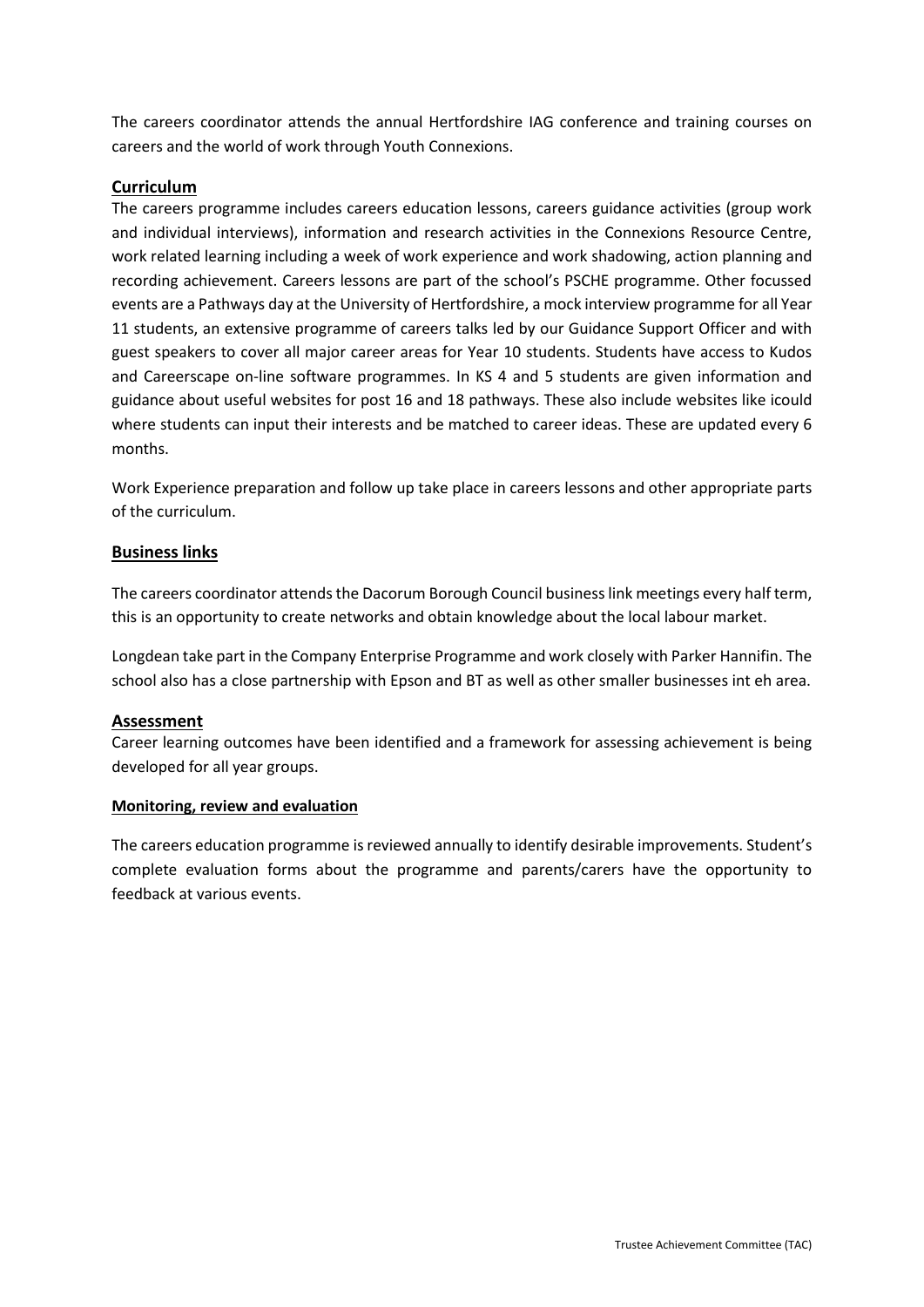The careers coordinator attends the annual Hertfordshire IAG conference and training courses on careers and the world of work through Youth Connexions.

## Curriculum

The careers programme includes careers education lessons, careers guidance activities (group work and individual interviews), information and research activities in the Connexions Resource Centre, work related learning including a week of work experience and work shadowing, action planning and recording achievement. Careers lessons are part of the school's PSCHE programme. Other focussed events are a Pathways day at the University of Hertfordshire, a mock interview programme for all Year 11 students, an extensive programme of careers talks led by our Guidance Support Officer and with guest speakers to cover all major career areas for Year 10 students. Students have access to Kudos and Careerscape on-line software programmes. In KS 4 and 5 students are given information and guidance about useful websites for post 16 and 18 pathways. These also include websites like icould where students can input their interests and be matched to career ideas. These are updated every 6 months.

Work Experience preparation and follow up take place in careers lessons and other appropriate parts of the curriculum.

## Business links

The careers coordinator attends the Dacorum Borough Council business link meetings every half term, this is an opportunity to create networks and obtain knowledge about the local labour market.

Longdean take part in the Company Enterprise Programme and work closely with Parker Hannifin. The school also has a close partnership with Epson and BT as well as other smaller businesses int eh area.

## Assessment

Career learning outcomes have been identified and a framework for assessing achievement is being developed for all year groups.

### Monitoring, review and evaluation

The careers education programme is reviewed annually to identify desirable improvements. Student's complete evaluation forms about the programme and parents/carers have the opportunity to feedback at various events.